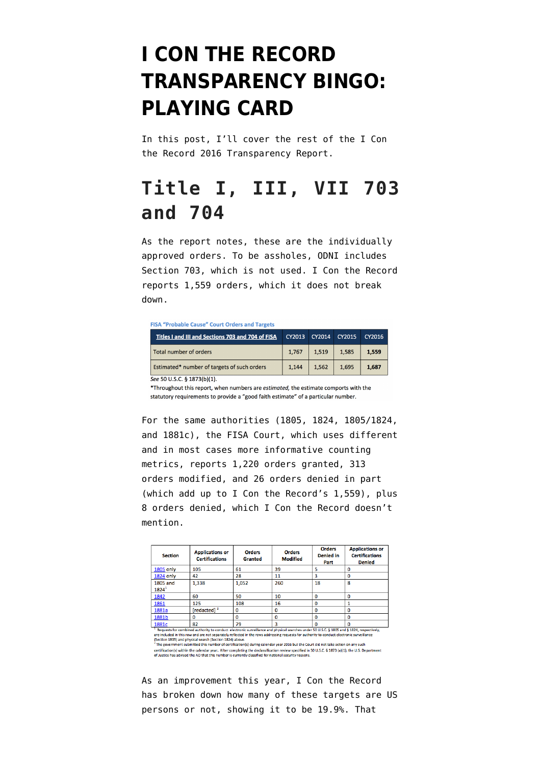# I CON THE RECORD TRANSPARENCY BINGO: PLAYING CARD

In this post, I'll cover the rest of the I Con the Record 2016 Transparency Report.

## Title I, III, VII 703 and 704

As the report notes, these are the individually approved orders. To be assholes, ODNI includes Section 703, which is not used. I Con the Record reports 1,559 orders, which it does not break down.

FISA "Probable Cause" Court Orders and Targets

| Titles I and III and Sections 703 and 704 of FISA | CY2013 | CY2014 | CY2015 | CY2016 |
|---|---|---|---|---|
| Total number of orders | 1,767 | 1,519 | 1,585 | **1,559** |
| Estimated* number of targets of such orders | 1,144 | 1,562 | 1,695 | **1,687** |

*See* 50 U.S.C. § 1873(b)(1).

*Throughout this report, when numbers are *estimated*, the estimate comports with the statutory requirements to provide a "good faith estimate" of a particular number.

For the same authorities (1805, 1824, 1805/1824, and 1881c), the FISA Court, which uses different and in most cases more informative counting metrics, reports 1,220 orders granted, 313 orders modified, and 26 orders denied in part (which add up to I Con the Record's 1,559), plus 8 orders denied, which I Con the Record doesn't mention.

| Section | Applications or Certifications | Orders Granted | Orders Modified | Orders Denied in Part | Applications or Certifications Denied |
|---|---|---|---|---|---|
| 1805 only | 105 | 61 | 39 | 5 | 0 |
| 1824 only | 42 | 28 | 11 | 3 | 0 |
| 1805 and 1824[1] | 1,338 | 1,052 | 260 | 18 | 8 |
| 1842 | 60 | 50 | 10 | 0 | 0 |
| 1861 | 125 | 108 | 16 | 0 | 1 |
| 1881a | [redacted] [2] | 0 | 0 | 0 | 0 |
| 1881b | 0 | 0 | 0 | 0 | 0 |
| 1881c | 82 | 79 | 3 | 0 | 0 |

[1] Requests for combined authority to conduct electronic surveillance and physical searches under 50 U.S.C. § 1805 and § 1824, respectively, are included in this row and are not separately reflected in the rows addressing requests for authority to conduct electronic surveillance (Section 1805) and physical search (Section 1824) above.

[2] The government submitted this number of certification(s) during calendar year 2016 but the Court did not take action on any such certification(s) within the calendar year. After completing the declassification review specified in 50 U.S.C. § 1873 (a)(1), the U.S. Department of Justice has advised the AO that this number is currently classified for national security reasons.

As an improvement this year, I Con the Record has broken down how many of these targets are US persons or not, showing it to be 19.9%. That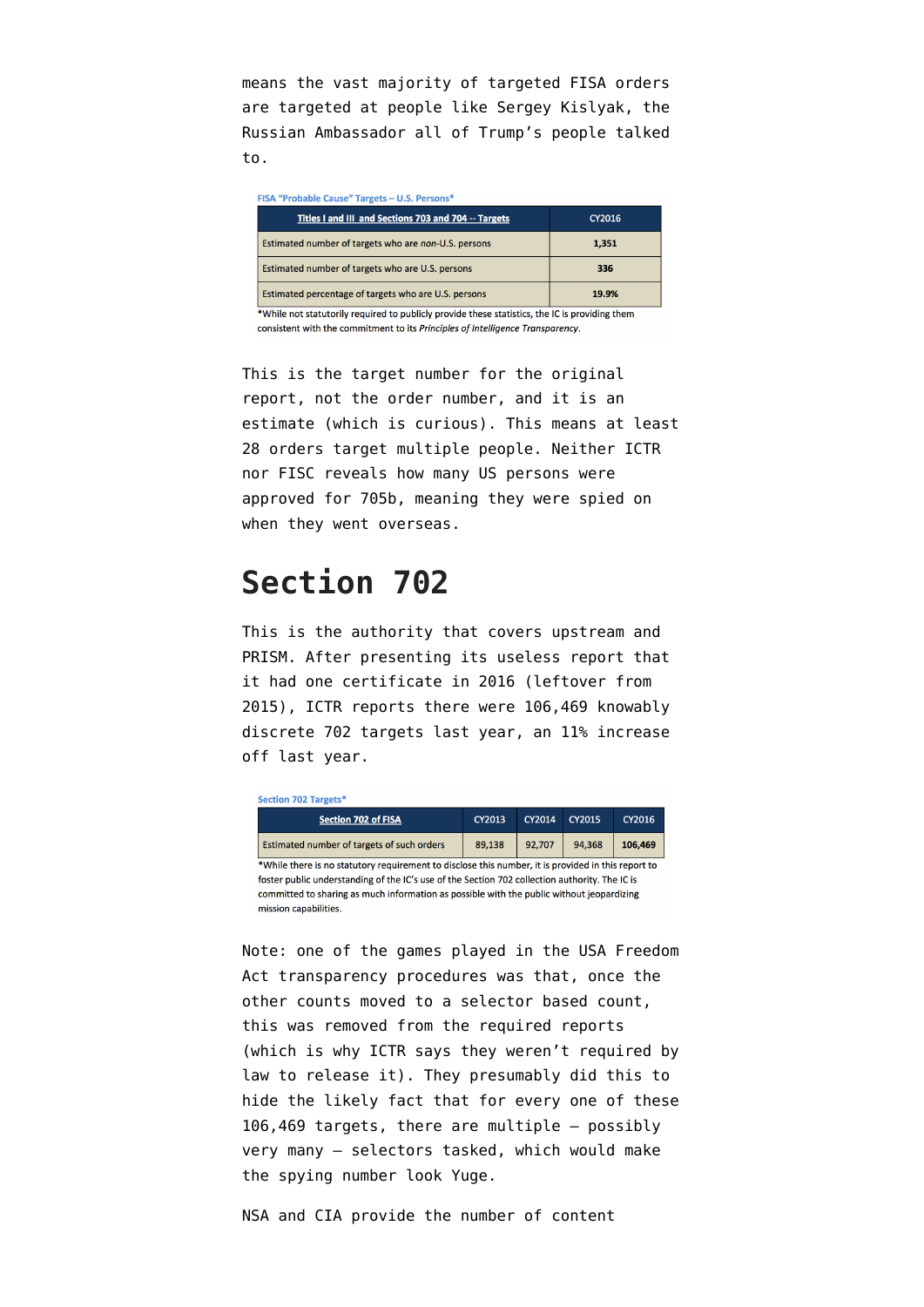means the vast majority of targeted FISA orders are targeted at people like Sergey Kislyak, the Russian Ambassador all of Trump's people talked to.

FISA "Probable Cause" Targets – U.S. Persons*

| Titles I and III and Sections 703 and 704 -- Targets | CY2016 |
|---|---|
| Estimated number of targets who are *non*-U.S. persons | **1,351** |
| Estimated number of targets who are U.S. persons | **336** |
| Estimated percentage of targets who are U.S. persons | **19.9%** |

*While not statutorily required to publicly provide these statistics, the IC is providing them consistent with the commitment to its *Principles of Intelligence Transparency*.

This is the target number for the original report, not the order number, and it is an estimate (which is curious). This means at least 28 orders target multiple people. Neither ICTR nor FISC reveals how many US persons were approved for 705b, meaning they were spied on when they went overseas.

# Section 702

This is the authority that covers upstream and PRISM. After presenting its useless report that it had one certificate in 2016 (leftover from 2015), ICTR reports there were 106,469 knowably discrete 702 targets last year, an 11% increase off last year.

Section 702 Targets*

| Section 702 of FISA | CY2013 | CY2014 | CY2015 | CY2016 |
|---|---|---|---|---|
| Estimated number of targets of such orders | 89,138 | 92,707 | 94,368 | **106,469** |

*While there is no statutory requirement to disclose this number, it is provided in this report to foster public understanding of the IC's use of the Section 702 collection authority. The IC is committed to sharing as much information as possible with the public without jeopardizing mission capabilities.

Note: one of the games played in the USA Freedom Act transparency procedures was that, once the other counts moved to a selector based count, this was removed from the required reports (which is why ICTR says they weren't required by law to release it). They presumably did this to hide the likely fact that for every one of these 106,469 targets, there are multiple — possibly very many — selectors tasked, which would make the spying number look Yuge.

NSA and CIA provide the number of content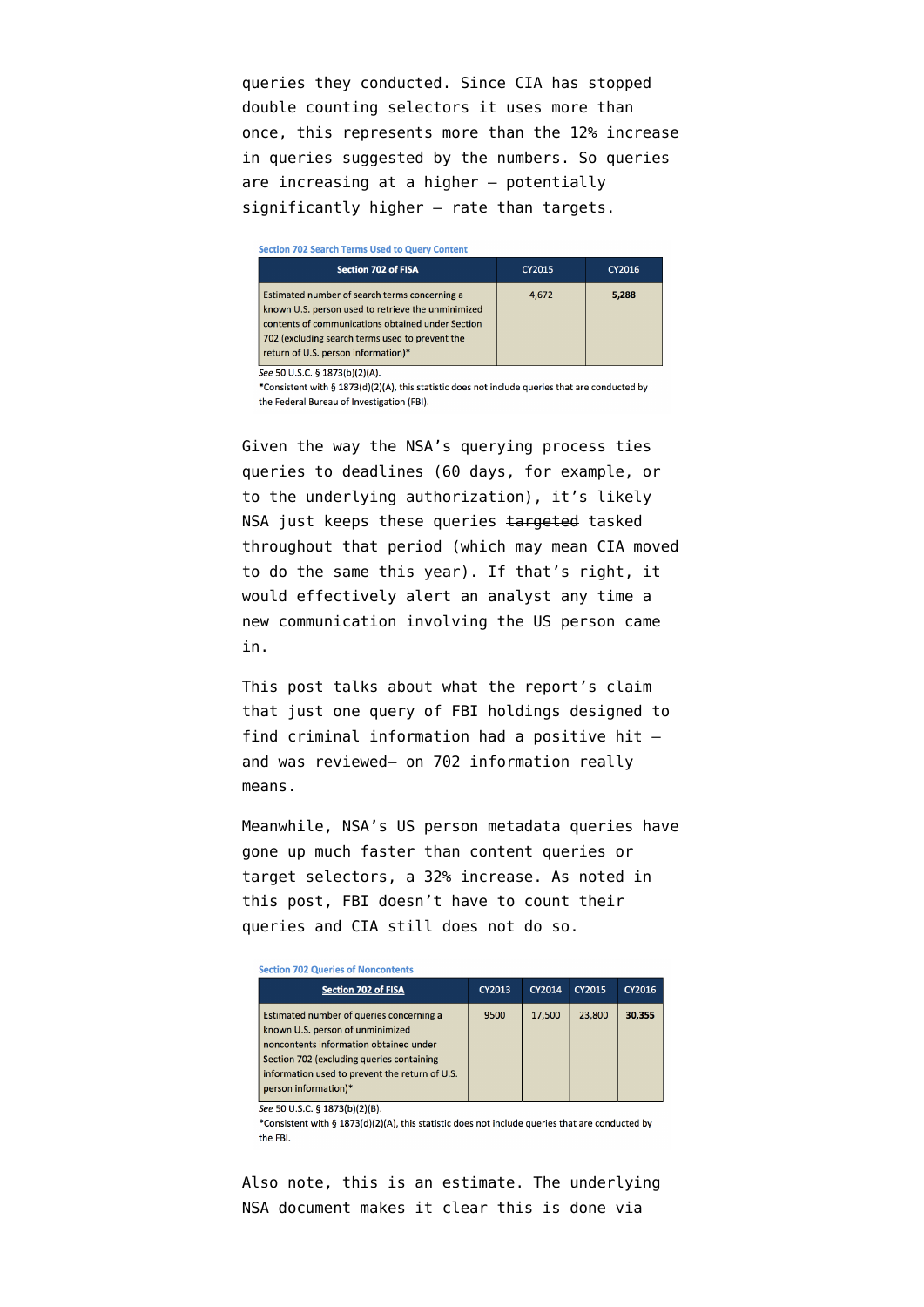queries they conducted. Since CIA has stopped double counting selectors it uses more than once, this represents more than the 12% increase in queries suggested by the numbers. So queries are increasing at a higher — potentially significantly higher — rate than targets.

Section 702 Search Terms Used to Query Content

| Section 702 of FISA | CY2015 | CY2016 |
|---|---|---|
| Estimated number of search terms concerning a known U.S. person used to retrieve the unminimized contents of communications obtained under Section 702 (excluding search terms used to prevent the return of U.S. person information)* | 4,672 | **5,288** |

*See* 50 U.S.C. § 1873(b)(2)(A).
*Consistent with § 1873(d)(2)(A), this statistic does not include queries that are conducted by the Federal Bureau of Investigation (FBI).

Given the way the NSA's querying process ties queries to deadlines (60 days, for example, or to the underlying authorization), it's likely NSA just keeps these queries ~~targeted~~ tasked throughout that period (which may mean CIA moved to do the same this year). If that's right, it would effectively alert an analyst any time a new communication involving the US person came in.

This post talks about what the report's claim that just one query of FBI holdings designed to find criminal information had a positive hit — and was reviewed— on 702 information really means.

Meanwhile, NSA's US person metadata queries have gone up much faster than content queries or target selectors, a 32% increase. As noted in this post, FBI doesn't have to count their queries and CIA still does not do so.

Section 702 Queries of Noncontents

| Section 702 of FISA | CY2013 | CY2014 | CY2015 | CY2016 |
|---|---|---|---|---|
| Estimated number of queries concerning a known U.S. person of unminimized noncontents information obtained under Section 702 (excluding queries containing information used to prevent the return of U.S. person information)* | 9500 | 17,500 | 23,800 | **30,355** |

*See* 50 U.S.C. § 1873(b)(2)(B).
*Consistent with § 1873(d)(2)(A), this statistic does not include queries that are conducted by the FBI.

Also note, this is an estimate. The underlying NSA document makes it clear this is done via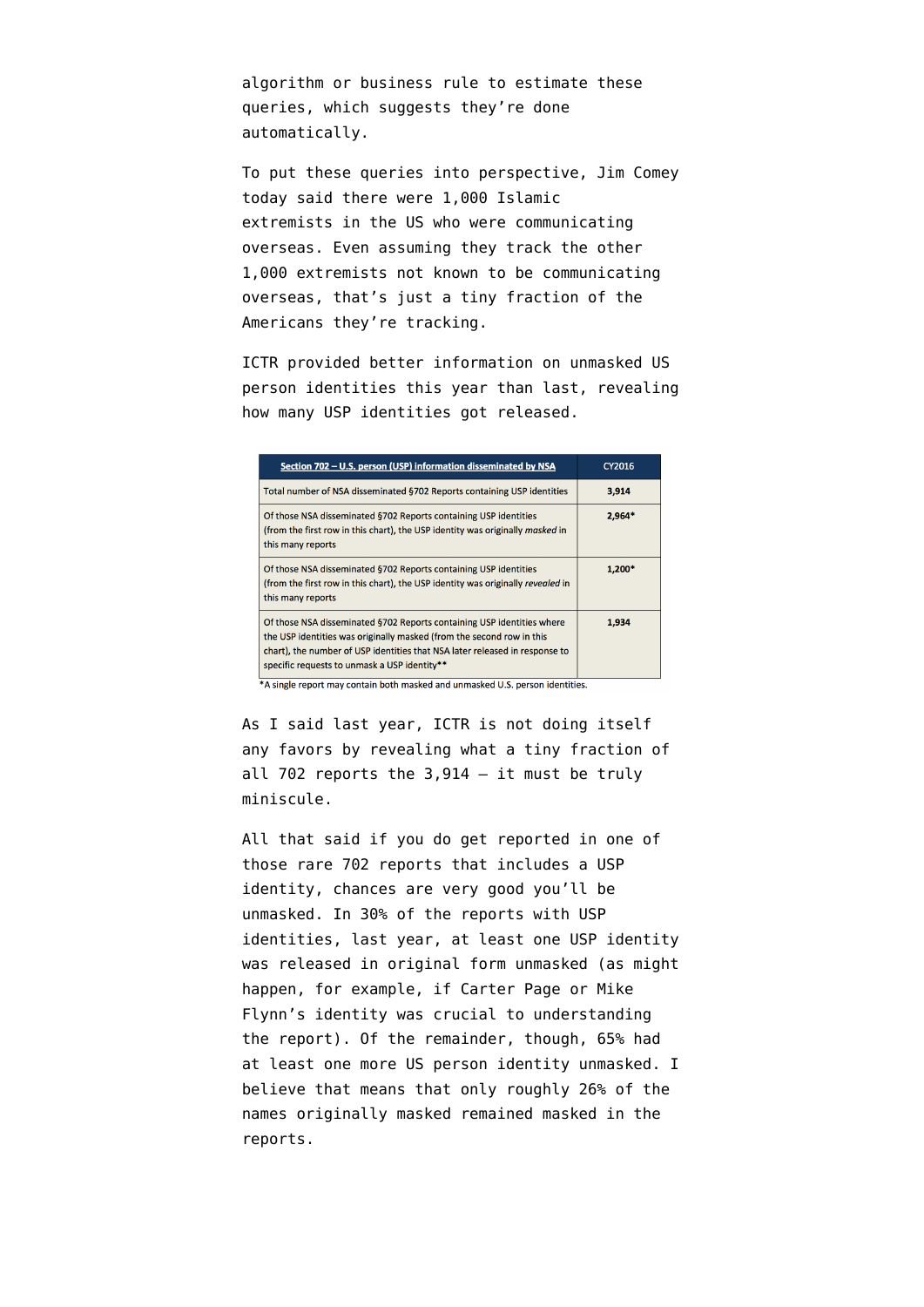algorithm or business rule to estimate these queries, which suggests they're done automatically.

To put these queries into perspective, Jim Comey today said there were 1,000 Islamic extremists in the US who were communicating overseas. Even assuming they track the other 1,000 extremists not known to be communicating overseas, that's just a tiny fraction of the Americans they're tracking.

ICTR provided better information on unmasked US person identities this year than last, revealing how many USP identities got released.

| Section 702 – U.S. person (USP) information disseminated by NSA | CY2016 |
|---|---|
| Total number of NSA disseminated §702 Reports containing USP identities | 3,914 |
| Of those NSA disseminated §702 Reports containing USP identities (from the first row in this chart), the USP identity was originally *masked* in this many reports | 2,964* |
| Of those NSA disseminated §702 Reports containing USP identities (from the first row in this chart), the USP identity was originally *revealed* in this many reports | 1,200* |
| Of those NSA disseminated §702 Reports containing USP identities where the USP identities was originally masked (from the second row in this chart), the number of USP identities that NSA later released in response to specific requests to unmask a USP identity** | 1,934 |

*A single report may contain both masked and unmasked U.S. person identities.

As I said last year, ICTR is not doing itself any favors by revealing what a tiny fraction of all 702 reports the 3,914 — it must be truly miniscule.

All that said if you do get reported in one of those rare 702 reports that includes a USP identity, chances are very good you'll be unmasked. In 30% of the reports with USP identities, last year, at least one USP identity was released in original form unmasked (as might happen, for example, if Carter Page or Mike Flynn's identity was crucial to understanding the report). Of the remainder, though, 65% had at least one more US person identity unmasked. I believe that means that only roughly 26% of the names originally masked remained masked in the reports.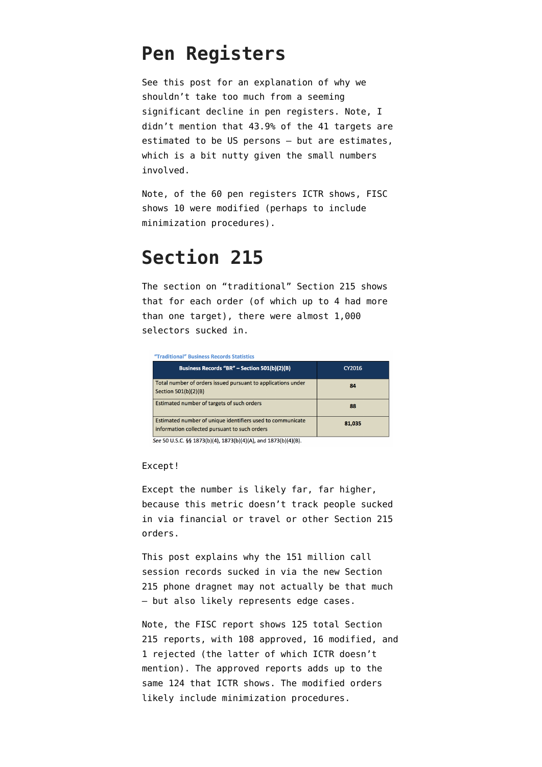# Pen Registers

See this post for an explanation of why we shouldn't take too much from a seeming significant decline in pen registers. Note, I didn't mention that 43.9% of the 41 targets are estimated to be US persons — but are estimates, which is a bit nutty given the small numbers involved.

Note, of the 60 pen registers ICTR shows, FISC shows 10 were modified (perhaps to include minimization procedures).

# Section 215

The section on "traditional" Section 215 shows that for each order (of which up to 4 had more than one target), there were almost 1,000 selectors sucked in.

"Traditional" Business Records Statistics

| Business Records "BR" – Section 501(b)(2)(B) | CY2016 |
| --- | --- |
| Total number of orders issued pursuant to applications under Section 501(b)(2)(B) | 84 |
| Estimated number of targets of such orders | 88 |
| Estimated number of unique identifiers used to communicate information collected pursuant to such orders | 81,035 |

*See* 50 U.S.C. §§ 1873(b)(4), 1873(b)(4)(A), and 1873(b)(4)(B).

Except!

Except the number is likely far, far higher, because this metric doesn't track people sucked in via financial or travel or other Section 215 orders.

This post explains why the 151 million call session records sucked in via the new Section 215 phone dragnet may not actually be that much — but also likely represents edge cases.

Note, the FISC report shows 125 total Section 215 reports, with 108 approved, 16 modified, and 1 rejected (the latter of which ICTR doesn't mention). The approved reports adds up to the same 124 that ICTR shows. The modified orders likely include minimization procedures.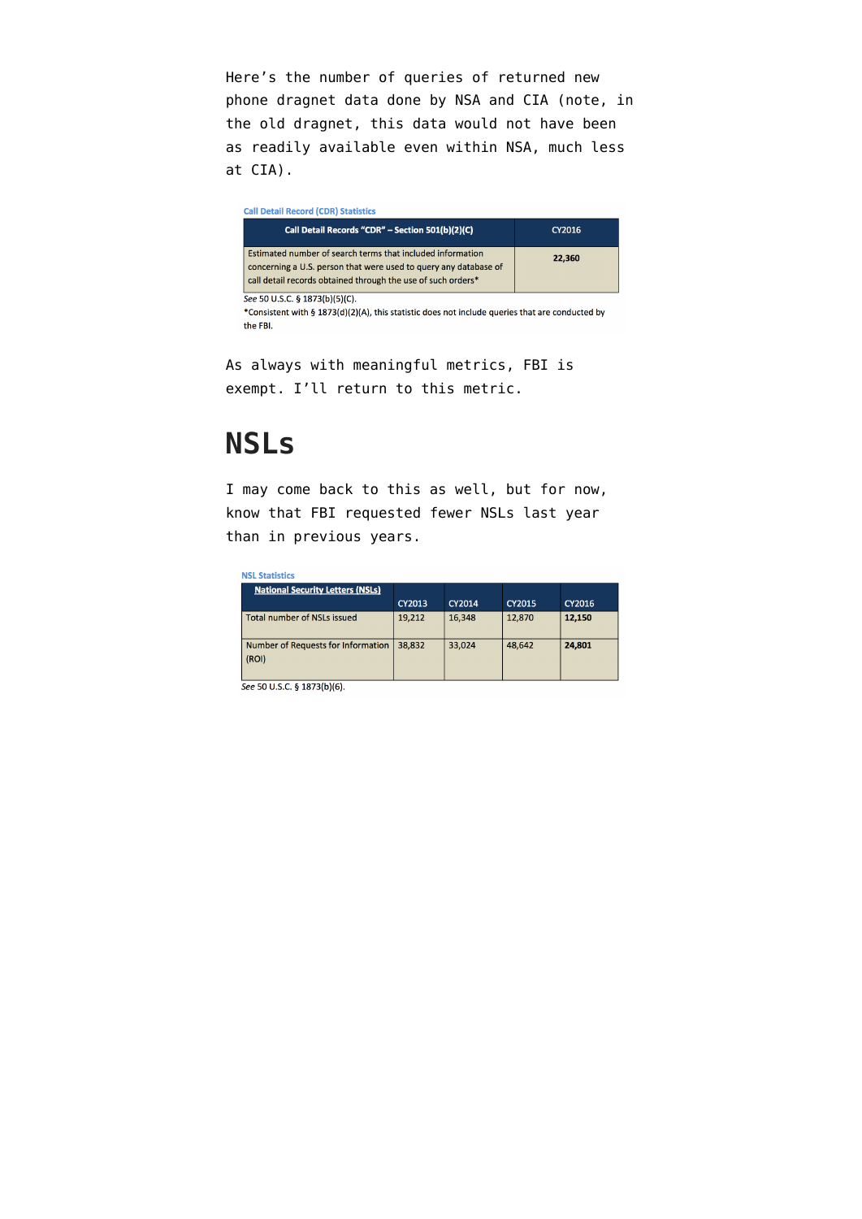Here's the number of queries of returned new phone dragnet data done by NSA and CIA (note, in the old dragnet, this data would not have been as readily available even within NSA, much less at CIA).

Call Detail Record (CDR) Statistics

| Call Detail Records "CDR" – Section 501(b)(2)(C) | CY2016 |
|---|---|
| Estimated number of search terms that included information concerning a U.S. person that were used to query any database of call detail records obtained through the use of such orders* | **22,360** |

*See* 50 U.S.C. § 1873(b)(5)(C).
*Consistent with § 1873(d)(2)(A), this statistic does not include queries that are conducted by the FBI.

As always with meaningful metrics, FBI is exempt. I'll return to this metric.

# NSLs

I may come back to this as well, but for now, know that FBI requested fewer NSLs last year than in previous years.

NSL Statistics

| National Security Letters (NSLs) | CY2013 | CY2014 | CY2015 | CY2016 |
|---|---|---|---|---|
| Total number of NSLs issued | 19,212 | 16,348 | 12,870 | **12,150** |
| Number of Requests for Information (ROI) | 38,832 | 33,024 | 48,642 | **24,801** |

*See* 50 U.S.C. § 1873(b)(6).